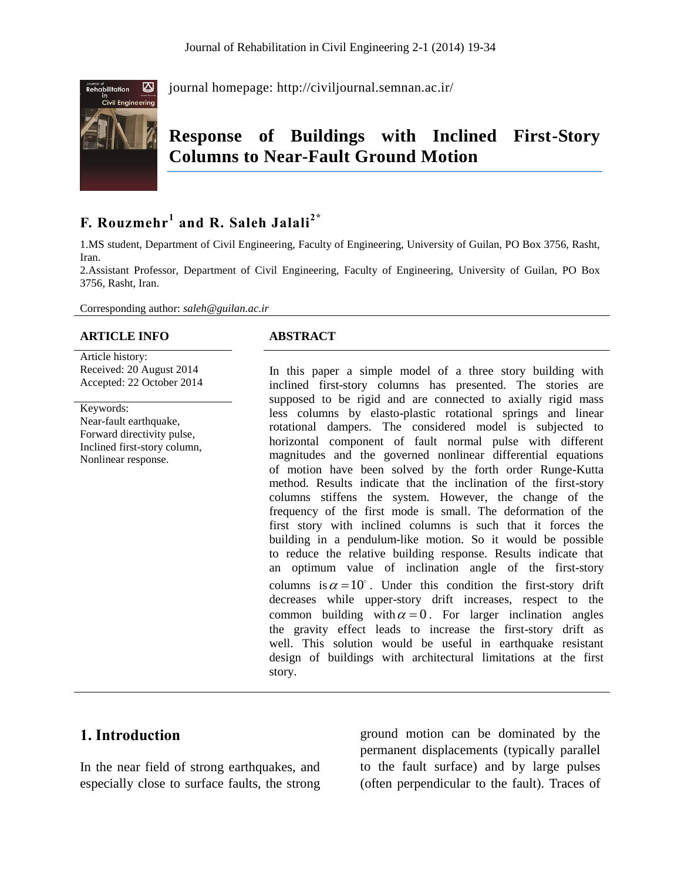journal homepage: http://civiljournal.semnan.ac.ir/

# Response of Buildings with Inclined First-Story Columns to Near-Fault Ground Motion

**F. Rouzmehr[1] and R. Saleh Jalali[2*]**

1.MS student, Department of Civil Engineering, Faculty of Engineering, University of Guilan, PO Box 3756, Rasht, Iran.

2.Assistant Professor, Department of Civil Engineering, Faculty of Engineering, University of Guilan, PO Box 3756, Rasht, Iran.

Corresponding author: *saleh@guilan.ac.ir*

**ARTICLE INFO**

Article history:
Received: 20 August 2014
Accepted: 22 October 2014

Keywords:
Near-fault earthquake,
Forward directivity pulse,
Inclined first-story column,
Nonlinear response.

**ABSTRACT**

In this paper a simple model of a three story building with inclined first-story columns has presented. The stories are supposed to be rigid and are connected to axially rigid mass less columns by elasto-plastic rotational springs and linear rotational dampers. The considered model is subjected to horizontal component of fault normal pulse with different magnitudes and the governed nonlinear differential equations of motion have been solved by the forth order Runge-Kutta method. Results indicate that the inclination of the first-story columns stiffens the system. However, the change of the frequency of the first mode is small. The deformation of the first story with inclined columns is such that it forces the building in a pendulum-like motion. So it would be possible to reduce the relative building response. Results indicate that an optimum value of inclination angle of the first-story columns is $\alpha = 10^{\circ}$. Under this condition the first-story drift decreases while upper-story drift increases, respect to the common building with $\alpha = 0$. For larger inclination angles the gravity effect leads to increase the first-story drift as well. This solution would be useful in earthquake resistant design of buildings with architectural limitations at the first story.

## 1. Introduction

In the near field of strong earthquakes, and especially close to surface faults, the strong ground motion can be dominated by the permanent displacements (typically parallel to the fault surface) and by large pulses (often perpendicular to the fault). Traces of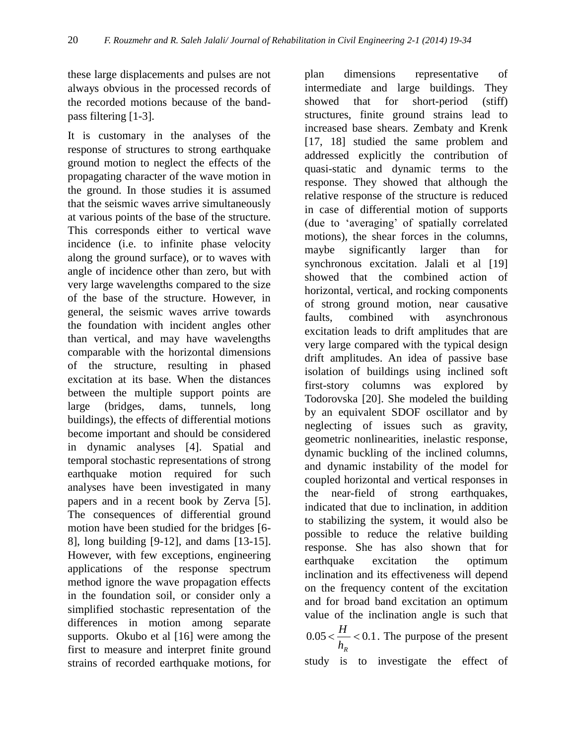these large displacements and pulses are not always obvious in the processed records of the recorded motions because of the band-pass filtering [1-3].

It is customary in the analyses of the response of structures to strong earthquake ground motion to neglect the effects of the propagating character of the wave motion in the ground. In those studies it is assumed that the seismic waves arrive simultaneously at various points of the base of the structure. This corresponds either to vertical wave incidence (i.e. to infinite phase velocity along the ground surface), or to waves with angle of incidence other than zero, but with very large wavelengths compared to the size of the base of the structure. However, in general, the seismic waves arrive towards the foundation with incident angles other than vertical, and may have wavelengths comparable with the horizontal dimensions of the structure, resulting in phased excitation at its base. When the distances between the multiple support points are large (bridges, dams, tunnels, long buildings), the effects of differential motions become important and should be considered in dynamic analyses [4]. Spatial and temporal stochastic representations of strong earthquake motion required for such analyses have been investigated in many papers and in a recent book by Zerva [5]. The consequences of differential ground motion have been studied for the bridges [6-8], long building [9-12], and dams [13-15]. However, with few exceptions, engineering applications of the response spectrum method ignore the wave propagation effects in the foundation soil, or consider only a simplified stochastic representation of the differences in motion among separate supports. Okubo et al [16] were among the first to measure and interpret finite ground strains of recorded earthquake motions, for plan dimensions representative of intermediate and large buildings. They showed that for short-period (stiff) structures, finite ground strains lead to increased base shears. Zembaty and Krenk [17, 18] studied the same problem and addressed explicitly the contribution of quasi-static and dynamic terms to the response. They showed that although the relative response of the structure is reduced in case of differential motion of supports (due to 'averaging' of spatially correlated motions), the shear forces in the columns, maybe significantly larger than for synchronous excitation. Jalali et al [19] showed that the combined action of horizontal, vertical, and rocking components of strong ground motion, near causative faults, combined with asynchronous excitation leads to drift amplitudes that are very large compared with the typical design drift amplitudes. An idea of passive base isolation of buildings using inclined soft first-story columns was explored by Todorovska [20]. She modeled the building by an equivalent SDOF oscillator and by neglecting of issues such as gravity, geometric nonlinearities, inelastic response, dynamic buckling of the inclined columns, and dynamic instability of the model for coupled horizontal and vertical responses in the near-field of strong earthquakes, indicated that due to inclination, in addition to stabilizing the system, it would also be possible to reduce the relative building response. She has also shown that for earthquake excitation the optimum inclination and its effectiveness will depend on the frequency content of the excitation and for broad band excitation an optimum value of the inclination angle is such that $0.05 < \frac{H}{h_R} < 0.1$. The purpose of the present study is to investigate the effect of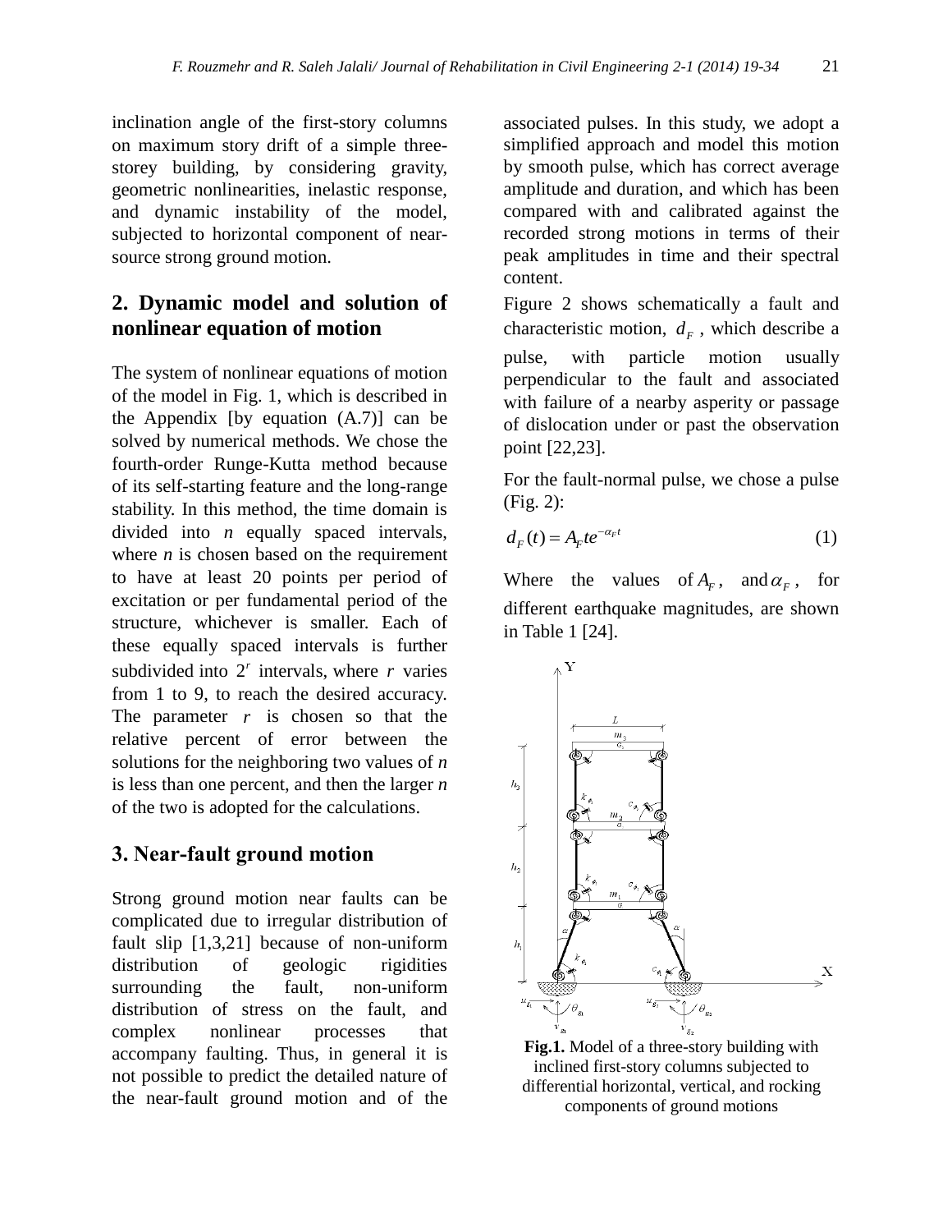inclination angle of the first-story columns on maximum story drift of a simple three-storey building, by considering gravity, geometric nonlinearities, inelastic response, and dynamic instability of the model, subjected to horizontal component of near-source strong ground motion.

## 2. Dynamic model and solution of nonlinear equation of motion

The system of nonlinear equations of motion of the model in Fig. 1, which is described in the Appendix [by equation (A.7)] can be solved by numerical methods. We chose the fourth-order Runge-Kutta method because of its self-starting feature and the long-range stability. In this method, the time domain is divided into *n* equally spaced intervals, where *n* is chosen based on the requirement to have at least 20 points per period of excitation or per fundamental period of the structure, whichever is smaller. Each of these equally spaced intervals is further subdivided into $2^r$ intervals, where $r$ varies from 1 to 9, to reach the desired accuracy. The parameter $r$ is chosen so that the relative percent of error between the solutions for the neighboring two values of *n* is less than one percent, and then the larger *n* of the two is adopted for the calculations.

## 3. Near-fault ground motion

Strong ground motion near faults can be complicated due to irregular distribution of fault slip [1,3,21] because of non-uniform distribution of geologic rigidities surrounding the fault, non-uniform distribution of stress on the fault, and complex nonlinear processes that accompany faulting. Thus, in general it is not possible to predict the detailed nature of the near-fault ground motion and of the associated pulses. In this study, we adopt a simplified approach and model this motion by smooth pulse, which has correct average amplitude and duration, and which has been compared with and calibrated against the recorded strong motions in terms of their peak amplitudes in time and their spectral content.

Figure 2 shows schematically a fault and characteristic motion, $d_F$, which describe a pulse, with particle motion usually perpendicular to the fault and associated with failure of a nearby asperity or passage of dislocation under or past the observation point [22,23].

For the fault-normal pulse, we chose a pulse (Fig. 2):

$$d_F(t) = A_F t e^{-\alpha_F t} \tag{1}$$

Where the values of $A_F$, and $\alpha_F$, for different earthquake magnitudes, are shown in Table 1 [24].

**Fig.1.** Model of a three-story building with inclined first-story columns subjected to differential horizontal, vertical, and rocking components of ground motions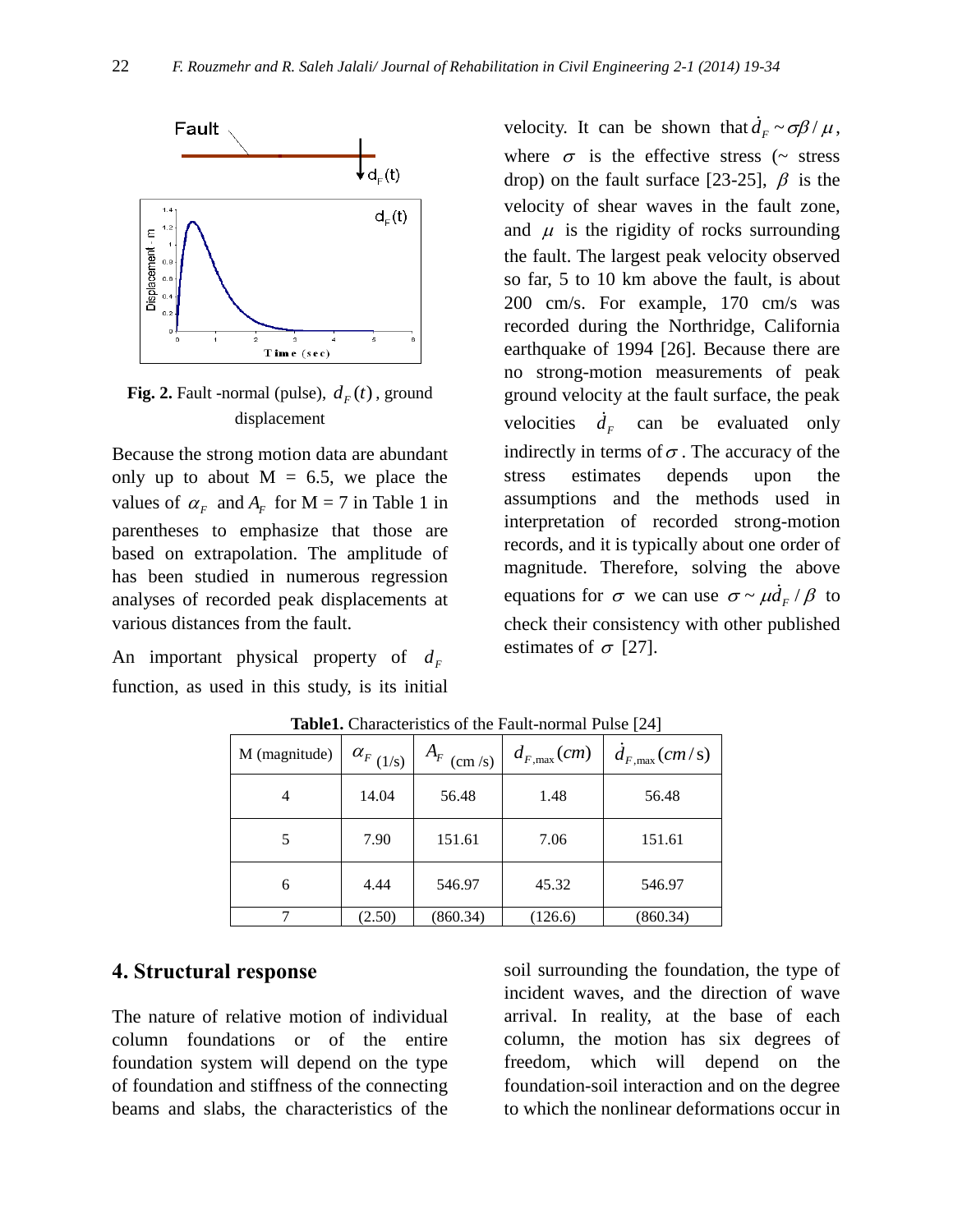Fig. 2. Fault -normal (pulse), $d_F(t)$, ground displacement

Because the strong motion data are abundant only up to about M = 6.5, we place the values of $\alpha_F$ and $A_F$ for M = 7 in Table 1 in parentheses to emphasize that those are based on extrapolation. The amplitude of has been studied in numerous regression analyses of recorded peak displacements at various distances from the fault.

An important physical property of $d_F$ function, as used in this study, is its initial velocity. It can be shown that $\dot{d}_F \sim \sigma\beta/\mu$, where $\sigma$ is the effective stress (~ stress drop) on the fault surface [23-25], $\beta$ is the velocity of shear waves in the fault zone, and $\mu$ is the rigidity of rocks surrounding the fault. The largest peak velocity observed so far, 5 to 10 km above the fault, is about 200 cm/s. For example, 170 cm/s was recorded during the Northridge, California earthquake of 1994 [26]. Because there are no strong-motion measurements of peak ground velocity at the fault surface, the peak velocities $\dot{d}_F$ can be evaluated only indirectly in terms of $\sigma$. The accuracy of the stress estimates depends upon the assumptions and the methods used in interpretation of recorded strong-motion records, and it is typically about one order of magnitude. Therefore, solving the above equations for $\sigma$ we can use $\sigma \sim \mu\dot{d}_F/\beta$ to check their consistency with other published estimates of $\sigma$ [27].

**Table1.** Characteristics of the Fault-normal Pulse [24]

| M (magnitude) | $\alpha_F$ (1/s) | $A_F$ (cm /s) | $d_{F,\max}(cm)$ | $\dot{d}_{F,\max}(cm/s)$ |
|---|---|---|---|---|
| 4 | 14.04 | 56.48 | 1.48 | 56.48 |
| 5 | 7.90 | 151.61 | 7.06 | 151.61 |
| 6 | 4.44 | 546.97 | 45.32 | 546.97 |
| 7 | (2.50) | (860.34) | (126.6) | (860.34) |

## 4. Structural response

The nature of relative motion of individual column foundations or of the entire foundation system will depend on the type of foundation and stiffness of the connecting beams and slabs, the characteristics of the soil surrounding the foundation, the type of incident waves, and the direction of wave arrival. In reality, at the base of each column, the motion has six degrees of freedom, which will depend on the foundation-soil interaction and on the degree to which the nonlinear deformations occur in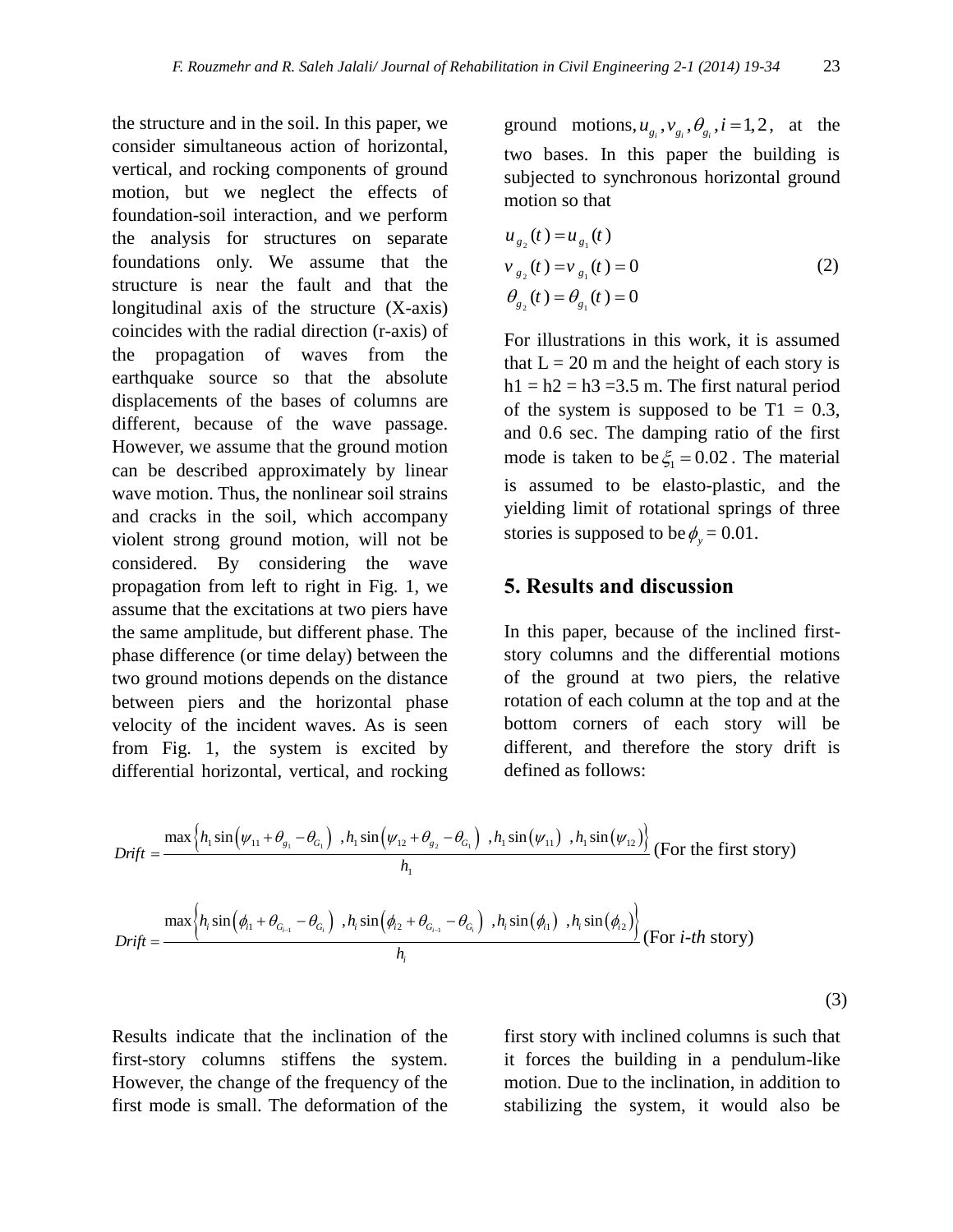the structure and in the soil. In this paper, we consider simultaneous action of horizontal, vertical, and rocking components of ground motion, but we neglect the effects of foundation-soil interaction, and we perform the analysis for structures on separate foundations only. We assume that the structure is near the fault and that the longitudinal axis of the structure (X-axis) coincides with the radial direction (r-axis) of the propagation of waves from the earthquake source so that the absolute displacements of the bases of columns are different, because of the wave passage. However, we assume that the ground motion can be described approximately by linear wave motion. Thus, the nonlinear soil strains and cracks in the soil, which accompany violent strong ground motion, will not be considered. By considering the wave propagation from left to right in Fig. 1, we assume that the excitations at two piers have the same amplitude, but different phase. The phase difference (or time delay) between the two ground motions depends on the distance between piers and the horizontal phase velocity of the incident waves. As is seen from Fig. 1, the system is excited by differential horizontal, vertical, and rocking ground motions, $u_{g_i}, v_{g_i}, \theta_{g_i}, i = 1, 2$, at the two bases. In this paper the building is subjected to synchronous horizontal ground motion so that

$$
\begin{aligned}
u_{g_2}(t) &= u_{g_1}(t) \\
v_{g_2}(t) &= v_{g_1}(t) = 0 \\
\theta_{g_2}(t) &= \theta_{g_1}(t) = 0
\end{aligned}
\tag{2}
$$

For illustrations in this work, it is assumed that L = 20 m and the height of each story is h1 = h2 = h3 =3.5 m. The first natural period of the system is supposed to be T1 = 0.3, and 0.6 sec. The damping ratio of the first mode is taken to be $\xi_1 = 0.02$. The material is assumed to be elasto-plastic, and the yielding limit of rotational springs of three stories is supposed to be $\phi_y = 0.01$.

## 5. Results and discussion

In this paper, because of the inclined first-story columns and the differential motions of the ground at two piers, the relative rotation of each column at the top and at the bottom corners of each story will be different, and therefore the story drift is defined as follows:

$$
Drift = \frac{\max\left\{h_1\sin\left(\psi_{11}+\theta_{g_1}-\theta_{G_1}\right)\ ,h_1\sin\left(\psi_{12}+\theta_{g_2}-\theta_{G_1}\right)\ ,h_1\sin\left(\psi_{11}\right)\ ,h_1\sin\left(\psi_{12}\right)\right\}}{h_1} \text{ (For the first story)}
$$

$$
Drift = \frac{\max\left\{h_i\sin\left(\phi_{i1}+\theta_{G_{i-1}}-\theta_{G_i}\right)\ ,h_i\sin\left(\phi_{i2}+\theta_{G_{i-1}}-\theta_{G_i}\right)\ ,h_i\sin\left(\phi_{i1}\right)\ ,h_i\sin\left(\phi_{i2}\right)\right\}}{h_i} \text{ (For } i\text{-th story)}
\tag{3}
$$

Results indicate that the inclination of the first-story columns stiffens the system. However, the change of the frequency of the first mode is small. The deformation of the first story with inclined columns is such that it forces the building in a pendulum-like motion. Due to the inclination, in addition to stabilizing the system, it would also be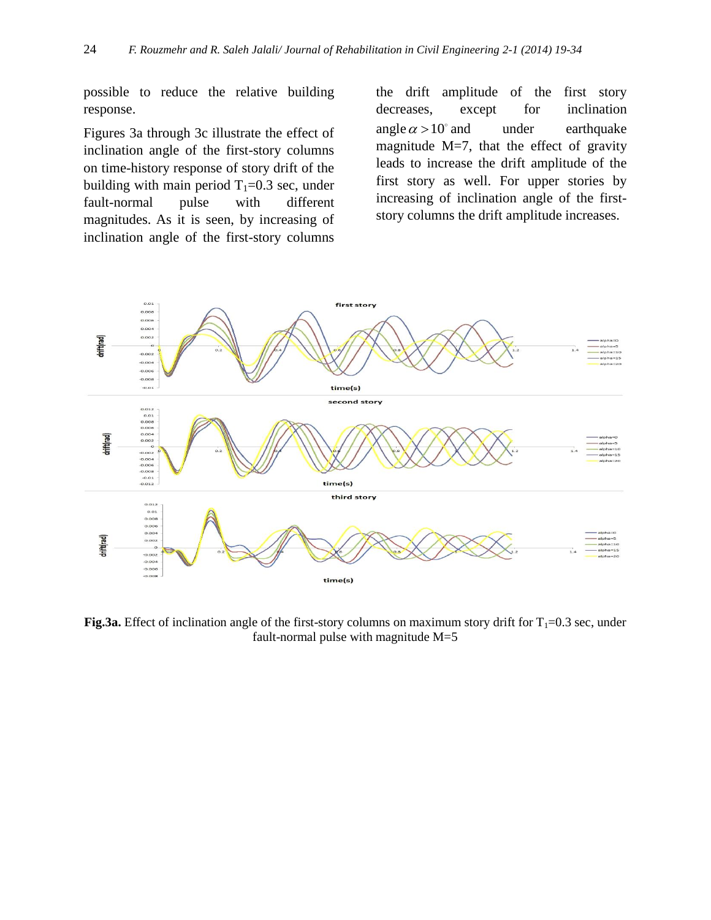possible to reduce the relative building response.

Figures 3a through 3c illustrate the effect of inclination angle of the first-story columns on time-history response of story drift of the building with main period $T_1$=0.3 sec, under fault-normal pulse with different magnitudes. As it is seen, by increasing of inclination angle of the first-story columns the drift amplitude of the first story decreases, except for inclination angle $\alpha > 10^{\circ}$ and under earthquake magnitude M=7, that the effect of gravity leads to increase the drift amplitude of the first story as well. For upper stories by increasing of inclination angle of the first-story columns the drift amplitude increases.

**Fig.3a.** Effect of inclination angle of the first-story columns on maximum story drift for $T_1$=0.3 sec, under fault-normal pulse with magnitude M=5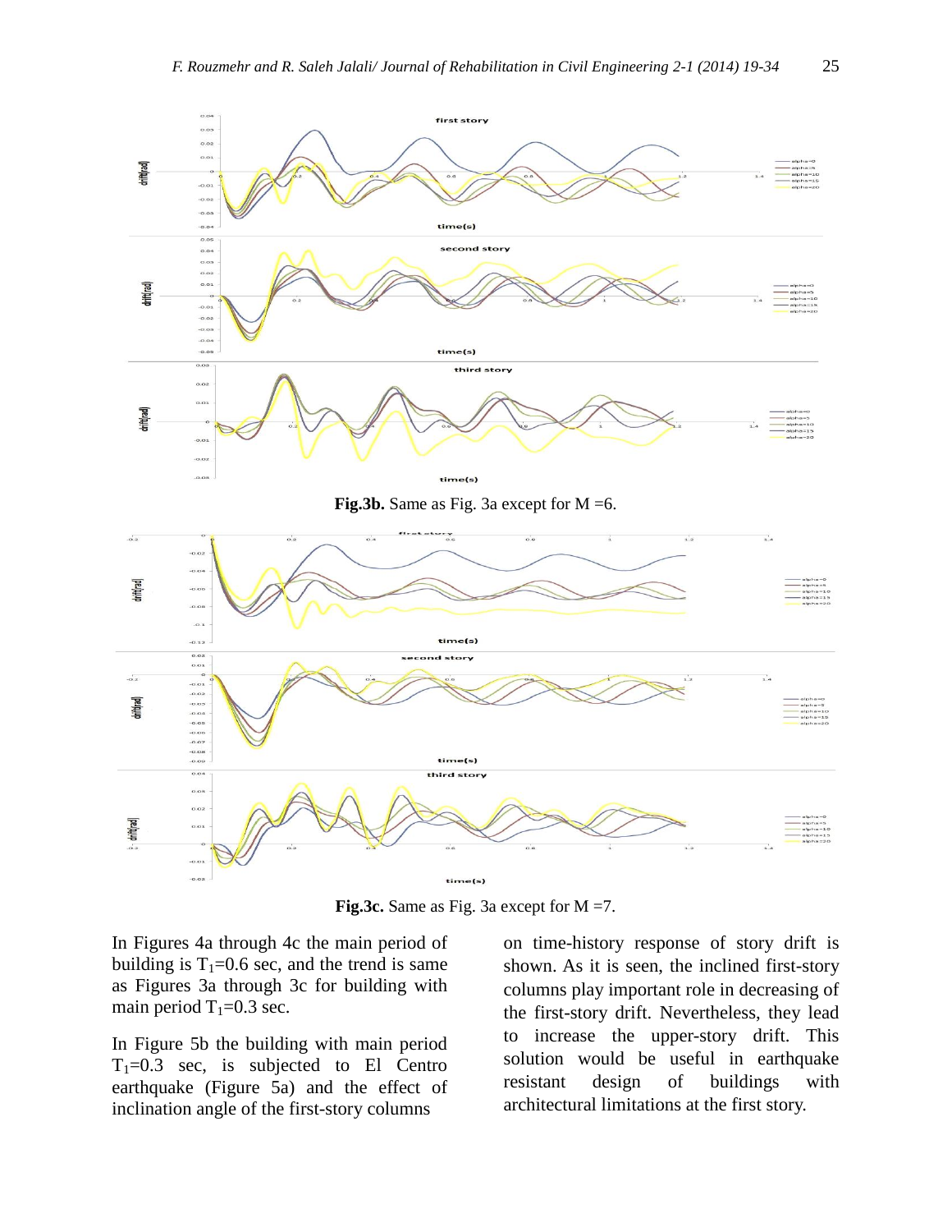**Fig.3b.** Same as Fig. 3a except for M =6.

**Fig.3c.** Same as Fig. 3a except for M =7.

In Figures 4a through 4c the main period of building is $T_1$=0.6 sec, and the trend is same as Figures 3a through 3c for building with main period $T_1$=0.3 sec.

In Figure 5b the building with main period $T_1$=0.3 sec, is subjected to El Centro earthquake (Figure 5a) and the effect of inclination angle of the first-story columns on time-history response of story drift is shown. As it is seen, the inclined first-story columns play important role in decreasing of the first-story drift. Nevertheless, they lead to increase the upper-story drift. This solution would be useful in earthquake resistant design of buildings with architectural limitations at the first story.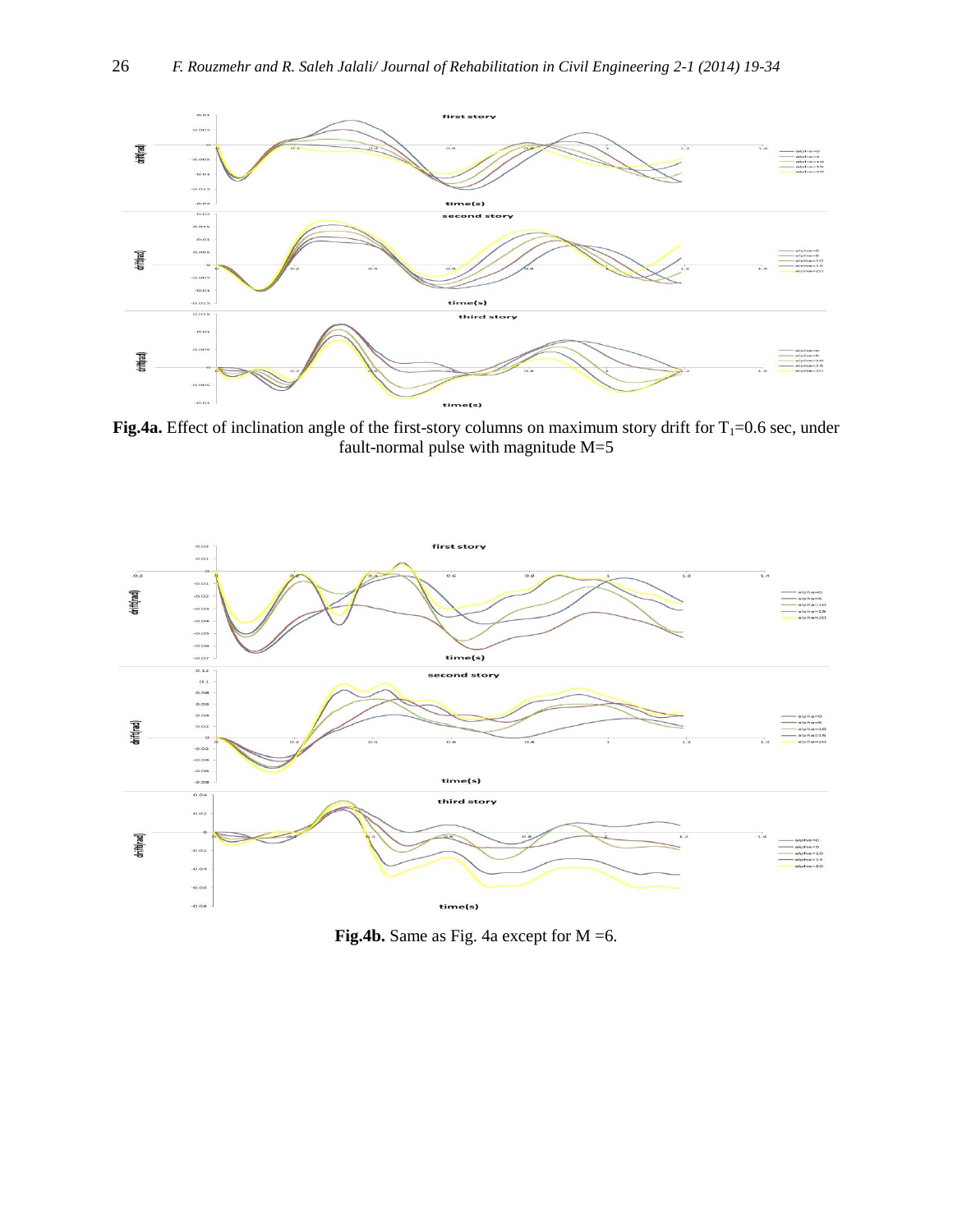**Fig.4a.** Effect of inclination angle of the first-story columns on maximum story drift for $T_1$=0.6 sec, under fault-normal pulse with magnitude M=5

**Fig.4b.** Same as Fig. 4a except for M =6.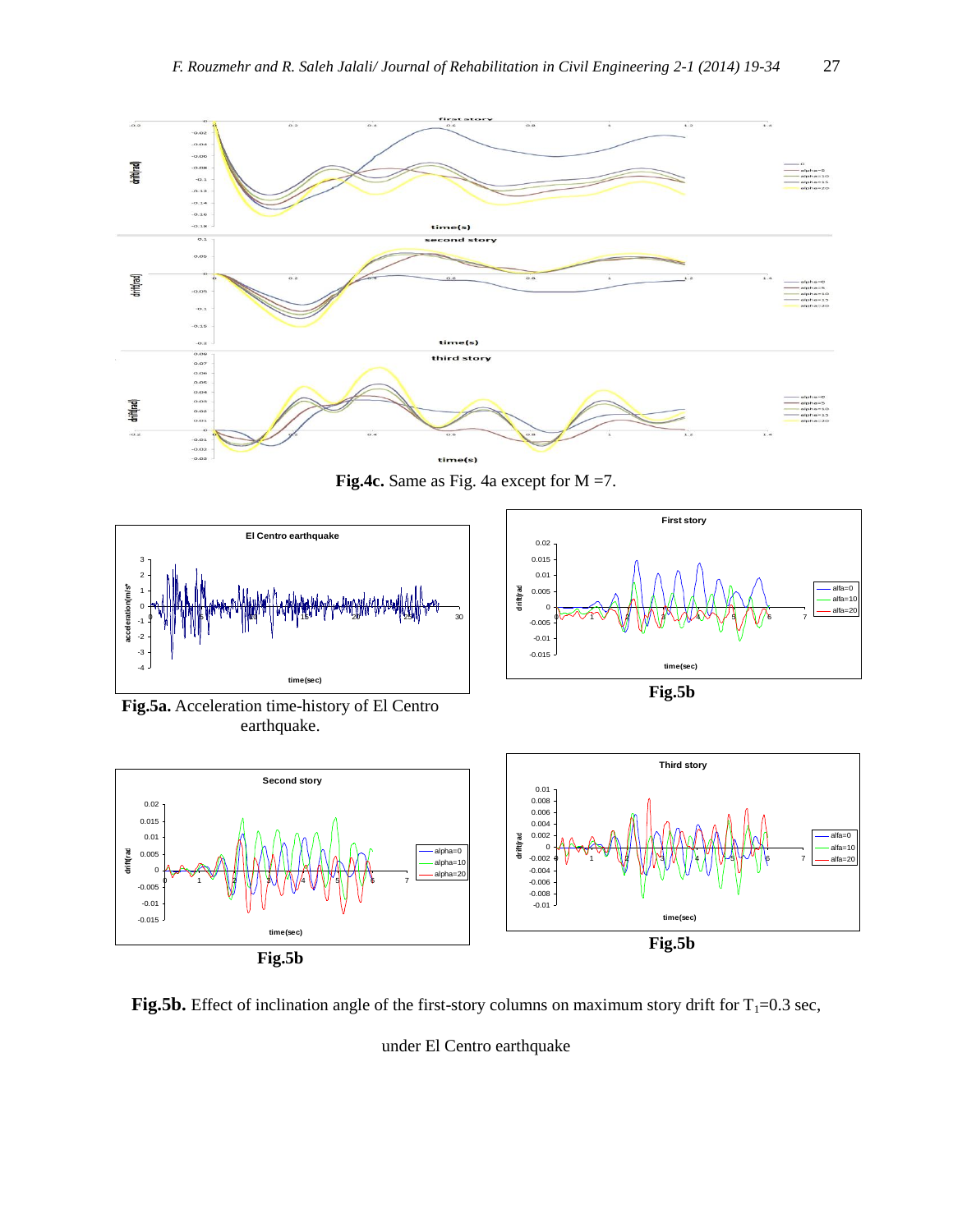**Fig.4c.** Same as Fig. 4a except for M =7.

**Fig.5a.** Acceleration time-history of El Centro earthquake.

**Fig.5b**

**Fig.5b**

**Fig.5b**

**Fig.5b.** Effect of inclination angle of the first-story columns on maximum story drift for $T_1$=0.3 sec, under El Centro earthquake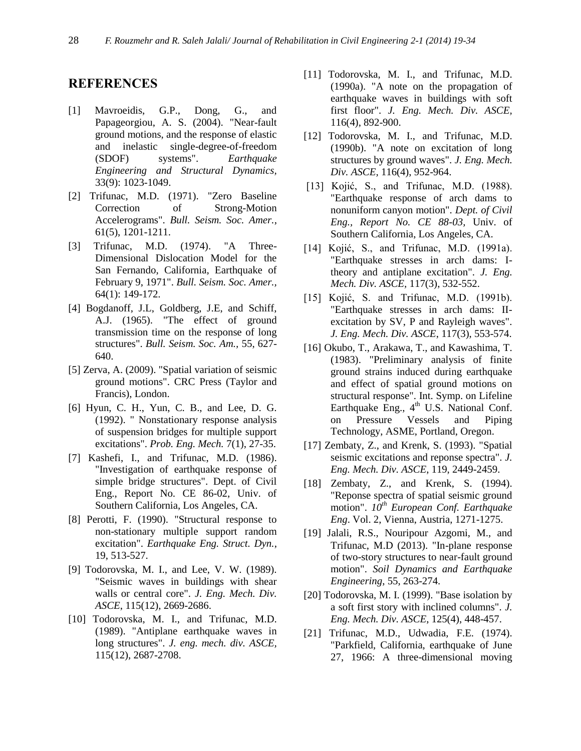## REFERENCES

[1] Mavroeidis, G.P., Dong, G., and Papageorgiou, A. S. (2004). "Near-fault ground motions, and the response of elastic and inelastic single-degree-of-freedom (SDOF) systems". *Earthquake Engineering and Structural Dynamics,* 33(9): 1023-1049.

[2] Trifunac, M.D. (1971). "Zero Baseline Correction of Strong-Motion Accelerograms". *Bull. Seism. Soc. Amer.*, 61(5), 1201-1211.

[3] Trifunac, M.D. (1974). "A Three-Dimensional Dislocation Model for the San Fernando, California, Earthquake of February 9, 1971". *Bull. Seism. Soc. Amer.,* 64(1): 149-172.

[4] Bogdanoff, J.L, Goldberg, J.E, and Schiff, A.J. (1965). "The effect of ground transmission time on the response of long structures". *Bull. Seism. Soc. Am.,* 55, 627-640.

[5] Zerva, A. (2009). "Spatial variation of seismic ground motions". CRC Press (Taylor and Francis), London.

[6] Hyun, C. H., Yun, C. B., and Lee, D. G. (1992). " Nonstationary response analysis of suspension bridges for multiple support excitations". *Prob. Eng. Mech.* 7(1), 27-35.

[7] Kashefi, I., and Trifunac, M.D. (1986). "Investigation of earthquake response of simple bridge structures". Dept. of Civil Eng., Report No. CE 86-02, Univ. of Southern California, Los Angeles, CA.

[8] Perotti, F. (1990). "Structural response to non-stationary multiple support random excitation". *Earthquake Eng. Struct. Dyn.*, 19, 513-527.

[9] Todorovska, M. I., and Lee, V. W. (1989). "Seismic waves in buildings with shear walls or central core". *J. Eng. Mech. Div. ASCE*, 115(12), 2669-2686.

[10] Todorovska, M. I., and Trifunac, M.D. (1989). "Antiplane earthquake waves in long structures". *J. eng. mech. div. ASCE,* 115(12), 2687-2708.

[11] Todorovska, M. I., and Trifunac, M.D. (1990a). "A note on the propagation of earthquake waves in buildings with soft first floor". *J. Eng. Mech. Div. ASCE,* 116(4), 892-900.

[12] Todorovska, M. I., and Trifunac, M.D. (1990b). "A note on excitation of long structures by ground waves". *J. Eng. Mech. Div. ASCE,* 116(4), 952-964.

[13] Kojić, S., and Trifunac, M.D. (1988). "Earthquake response of arch dams to nonuniform canyon motion". *Dept. of Civil Eng., Report No. CE 88-03,* Univ. of Southern California, Los Angeles, CA.

[14] Kojić, S., and Trifunac, M.D. (1991a). "Earthquake stresses in arch dams: I-theory and antiplane excitation". *J. Eng. Mech. Div. ASCE,* 117(3), 532-552.

[15] Kojić, S. and Trifunac, M.D. (1991b). "Earthquake stresses in arch dams: II-excitation by SV, P and Rayleigh waves". *J. Eng. Mech. Div. ASCE*, 117(3), 553-574.

[16] Okubo, T., Arakawa, T., and Kawashima, T. (1983). "Preliminary analysis of finite ground strains induced during earthquake and effect of spatial ground motions on structural response". Int. Symp. on Lifeline Earthquake Eng., 4th U.S. National Conf. on Pressure Vessels and Piping Technology, ASME, Portland, Oregon.

[17] Zembaty, Z., and Krenk, S. (1993). "Spatial seismic excitations and reponse spectra". *J. Eng. Mech. Div. ASCE*, 119, 2449-2459.

[18] Zembaty, Z., and Krenk, S. (1994). "Reponse spectra of spatial seismic ground motion". *10th European Conf. Earthquake Eng*. Vol. 2, Vienna, Austria, 1271-1275.

[19] Jalali, R.S., Nouripour Azgomi, M., and Trifunac, M.D (2013). "In-plane response of two-story structures to near-fault ground motion". *Soil Dynamics and Earthquake Engineering*, 55, 263-274.

[20] Todorovska, M. I. (1999). "Base isolation by a soft first story with inclined columns". *J. Eng. Mech. Div. ASCE*, 125(4), 448-457.

[21] Trifunac, M.D., Udwadia, F.E. (1974). "Parkfield, California, earthquake of June 27, 1966: A three-dimensional moving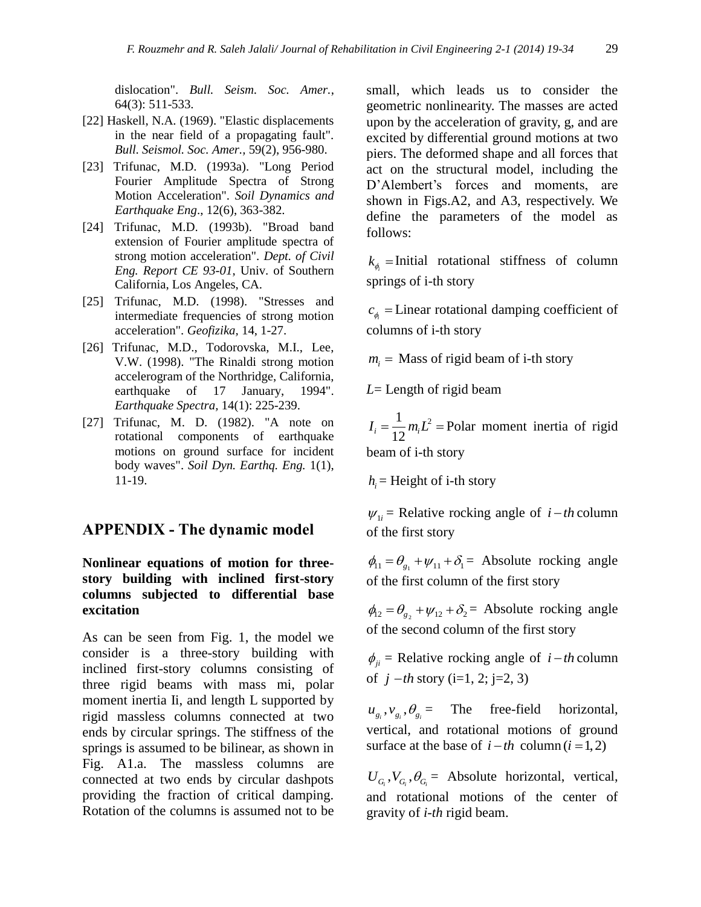dislocation". *Bull. Seism. Soc. Amer.*, 64(3): 511-533.

[22] Haskell, N.A. (1969). "Elastic displacements in the near field of a propagating fault". *Bull. Seismol. Soc. Amer.,* 59(2), 956-980.

[23] Trifunac, M.D. (1993a). "Long Period Fourier Amplitude Spectra of Strong Motion Acceleration". *Soil Dynamics and Earthquake Eng*., 12(6), 363-382.

[24] Trifunac, M.D. (1993b). "Broad band extension of Fourier amplitude spectra of strong motion acceleration". *Dept. of Civil Eng. Report CE 93-01*, Univ. of Southern California, Los Angeles, CA.

[25] Trifunac, M.D. (1998). "Stresses and intermediate frequencies of strong motion acceleration". *Geofizika*, 14, 1-27.

[26] Trifunac, M.D., Todorovska, M.I., Lee, V.W. (1998). "The Rinaldi strong motion accelerogram of the Northridge, California, earthquake of 17 January, 1994". *Earthquake Spectra,* 14(1): 225-239.

[27] Trifunac, M. D. (1982). "A note on rotational components of earthquake motions on ground surface for incident body waves". *Soil Dyn. Earthq. Eng.* 1(1), 11-19.

## APPENDIX - The dynamic model

### Nonlinear equations of motion for three-story building with inclined first-story columns subjected to differential base excitation

As can be seen from Fig. 1, the model we consider is a three-story building with inclined first-story columns consisting of three rigid beams with mass mi, polar moment inertia Ii, and length L supported by rigid massless columns connected at two ends by circular springs. The stiffness of the springs is assumed to be bilinear, as shown in Fig. A1.a. The massless columns are connected at two ends by circular dashpots providing the fraction of critical damping. Rotation of the columns is assumed not to be small, which leads us to consider the geometric nonlinearity. The masses are acted upon by the acceleration of gravity, g, and are excited by differential ground motions at two piers. The deformed shape and all forces that act on the structural model, including the D'Alembert's forces and moments, are shown in Figs.A2, and A3, respectively. We define the parameters of the model as follows:

$k_{\phi_i}$ = Initial rotational stiffness of column springs of i-th story

$c_{\phi_i}$ = Linear rotational damping coefficient of columns of i-th story

$m_i$ = Mass of rigid beam of i-th story

$L$= Length of rigid beam

$I_i = \frac{1}{12} m_i L^2$ = Polar moment inertia of rigid beam of i-th story

$h_i$ = Height of i-th story

$\psi_{1i}$ = Relative rocking angle of $i-th$ column of the first story

$\phi_{11} = \theta_{g_1} + \psi_{11} + \delta_1$ = Absolute rocking angle of the first column of the first story

$\phi_{12} = \theta_{g_2} + \psi_{12} + \delta_2$ = Absolute rocking angle of the second column of the first story

$\phi_{ji}$ = Relative rocking angle of $i-th$ column of $j-th$ story (i=1, 2; j=2, 3)

$u_{g_i}, v_{g_i}, \theta_{g_i}$ = The free-field horizontal, vertical, and rotational motions of ground surface at the base of $i-th$ column $(i=1,2)$

$U_{G_i}, V_{G_i}, \theta_{G_i}$ = Absolute horizontal, vertical, and rotational motions of the center of gravity of *i-th* rigid beam.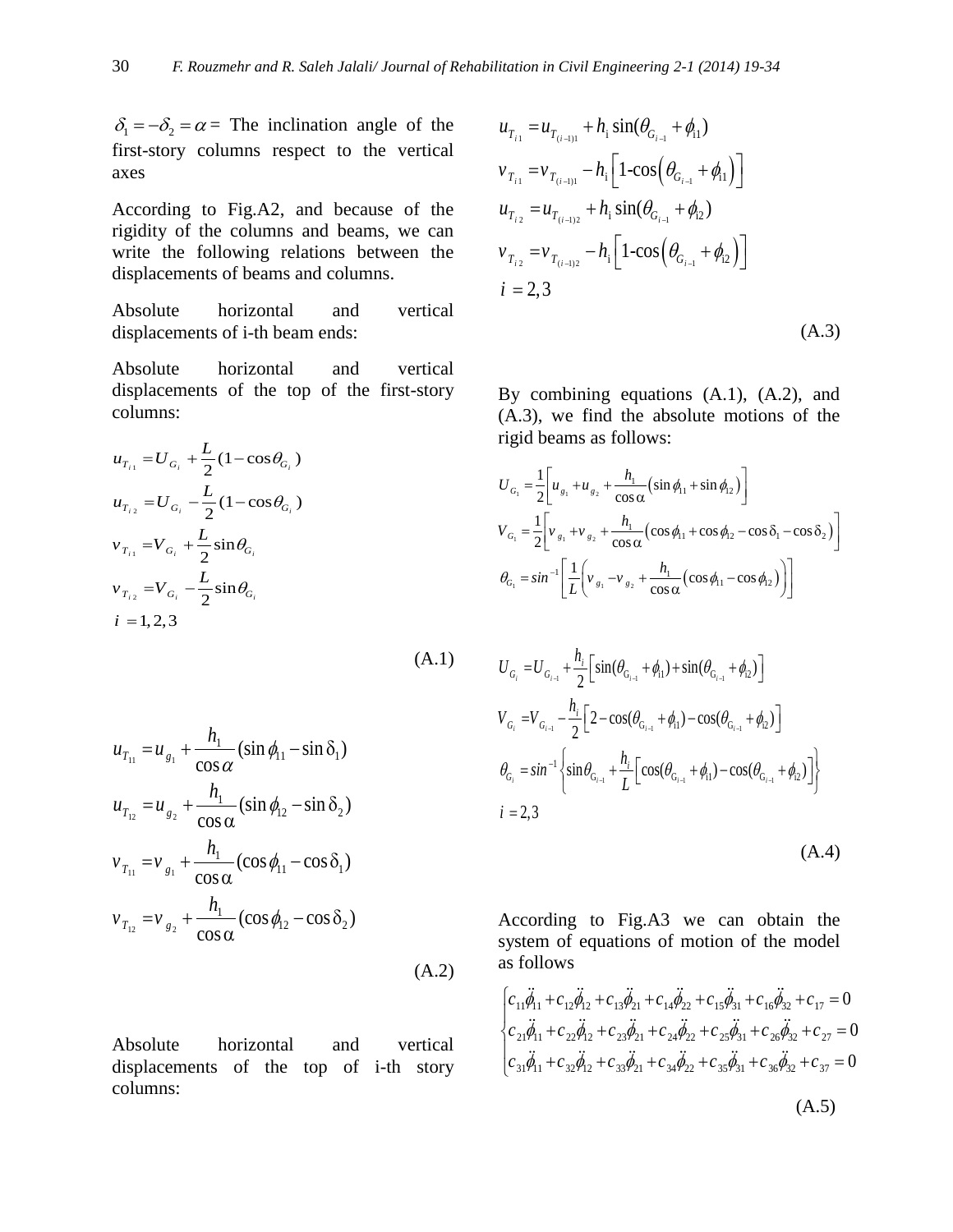$\delta_1 = -\delta_2 = \alpha =$ The inclination angle of the first-story columns respect to the vertical axes

According to Fig.A2, and because of the rigidity of the columns and beams, we can write the following relations between the displacements of beams and columns.

Absolute horizontal and vertical displacements of i-th beam ends:

Absolute horizontal and vertical displacements of the top of the first-story columns:

$$
\begin{aligned}
u_{T_{i1}} &= U_{G_i} + \frac{L}{2}(1-\cos\theta_{G_i}) \\
u_{T_{i2}} &= U_{G_i} - \frac{L}{2}(1-\cos\theta_{G_i}) \\
v_{T_{i1}} &= V_{G_i} + \frac{L}{2}\sin\theta_{G_i} \\
v_{T_{i2}} &= V_{G_i} - \frac{L}{2}\sin\theta_{G_i} \\
i &= 1,2,3
\end{aligned}
\tag{A.1}
$$

$$
\begin{aligned}
u_{T_{11}} &= u_{g_1} + \frac{h_1}{\cos\alpha}(\sin\phi_{11} - \sin\delta_1) \\
u_{T_{12}} &= u_{g_2} + \frac{h_1}{\cos\alpha}(\sin\phi_{12} - \sin\delta_2) \\
v_{T_{11}} &= v_{g_1} + \frac{h_1}{\cos\alpha}(\cos\phi_{11} - \cos\delta_1) \\
v_{T_{12}} &= v_{g_2} + \frac{h_1}{\cos\alpha}(\cos\phi_{12} - \cos\delta_2)
\end{aligned}
\tag{A.2}
$$

Absolute horizontal and vertical displacements of the top of i-th story columns:

$$
\begin{aligned}
u_{T_{i1}} &= u_{T_{(i-1)1}} + h_1\sin(\theta_{G_{i-1}} + \phi_{11}) \\
v_{T_{i1}} &= v_{T_{(i-1)1}} - h_1\left[1-\cos\left(\theta_{G_{i-1}} + \phi_{11}\right)\right] \\
u_{T_{i2}} &= u_{T_{(i-1)2}} + h_1\sin(\theta_{G_{i-1}} + \phi_{12}) \\
v_{T_{i2}} &= v_{T_{(i-1)2}} - h_1\left[1-\cos\left(\theta_{G_{i-1}} + \phi_{12}\right)\right] \\
i &= 2,3
\end{aligned}
\tag{A.3}
$$

By combining equations (A.1), (A.2), and (A.3), we find the absolute motions of the rigid beams as follows:

$$
\begin{aligned}
U_{G_1} &= \frac{1}{2}\left[u_{g_1} + u_{g_2} + \frac{h_1}{\cos\alpha}\left(\sin\phi_{11} + \sin\phi_{12}\right)\right] \\
V_{G_1} &= \frac{1}{2}\left[v_{g_1} + v_{g_2} + \frac{h_1}{\cos\alpha}\left(\cos\phi_{11} + \cos\phi_{12} - \cos\delta_1 - \cos\delta_2\right)\right] \\
\theta_{G_1} &= \sin^{-1}\left[\frac{1}{L}\left(v_{g_1} - v_{g_2} + \frac{h_1}{\cos\alpha}\left(\cos\phi_{11} - \cos\phi_{12}\right)\right)\right]
\end{aligned}
$$

$$
\begin{aligned}
U_{G_i} &= U_{G_{i-1}} + \frac{h_i}{2}\left[\sin(\theta_{G_{i-1}} + \phi_{i1}) + \sin(\theta_{G_{i-1}} + \phi_{i2})\right] \\
V_{G_i} &= V_{G_{i-1}} - \frac{h_i}{2}\left[2 - \cos(\theta_{G_{i-1}} + \phi_{i1}) - \cos(\theta_{G_{i-1}} + \phi_{i2})\right] \\
\theta_{G_i} &= \sin^{-1}\left\{\sin\theta_{G_{i-1}} + \frac{h_i}{L}\left[\cos(\theta_{G_{i-1}} + \phi_{i1}) - \cos(\theta_{G_{i-1}} + \phi_{i2})\right]\right\} \\
i &= 2,3
\end{aligned}
\tag{A.4}
$$

According to Fig.A3 we can obtain the system of equations of motion of the model as follows

$$
\begin{cases}
c_{11}\ddot{\phi}_{11} + c_{12}\ddot{\phi}_{12} + c_{13}\ddot{\phi}_{21} + c_{14}\ddot{\phi}_{22} + c_{15}\ddot{\phi}_{31} + c_{16}\ddot{\phi}_{32} + c_{17} = 0 \\
c_{21}\ddot{\phi}_{11} + c_{22}\ddot{\phi}_{12} + c_{23}\ddot{\phi}_{21} + c_{24}\ddot{\phi}_{22} + c_{25}\ddot{\phi}_{31} + c_{26}\ddot{\phi}_{32} + c_{27} = 0 \\
c_{31}\ddot{\phi}_{11} + c_{32}\ddot{\phi}_{12} + c_{33}\ddot{\phi}_{21} + c_{34}\ddot{\phi}_{22} + c_{35}\ddot{\phi}_{31} + c_{36}\ddot{\phi}_{32} + c_{37} = 0
\end{cases}
\tag{A.5}
$$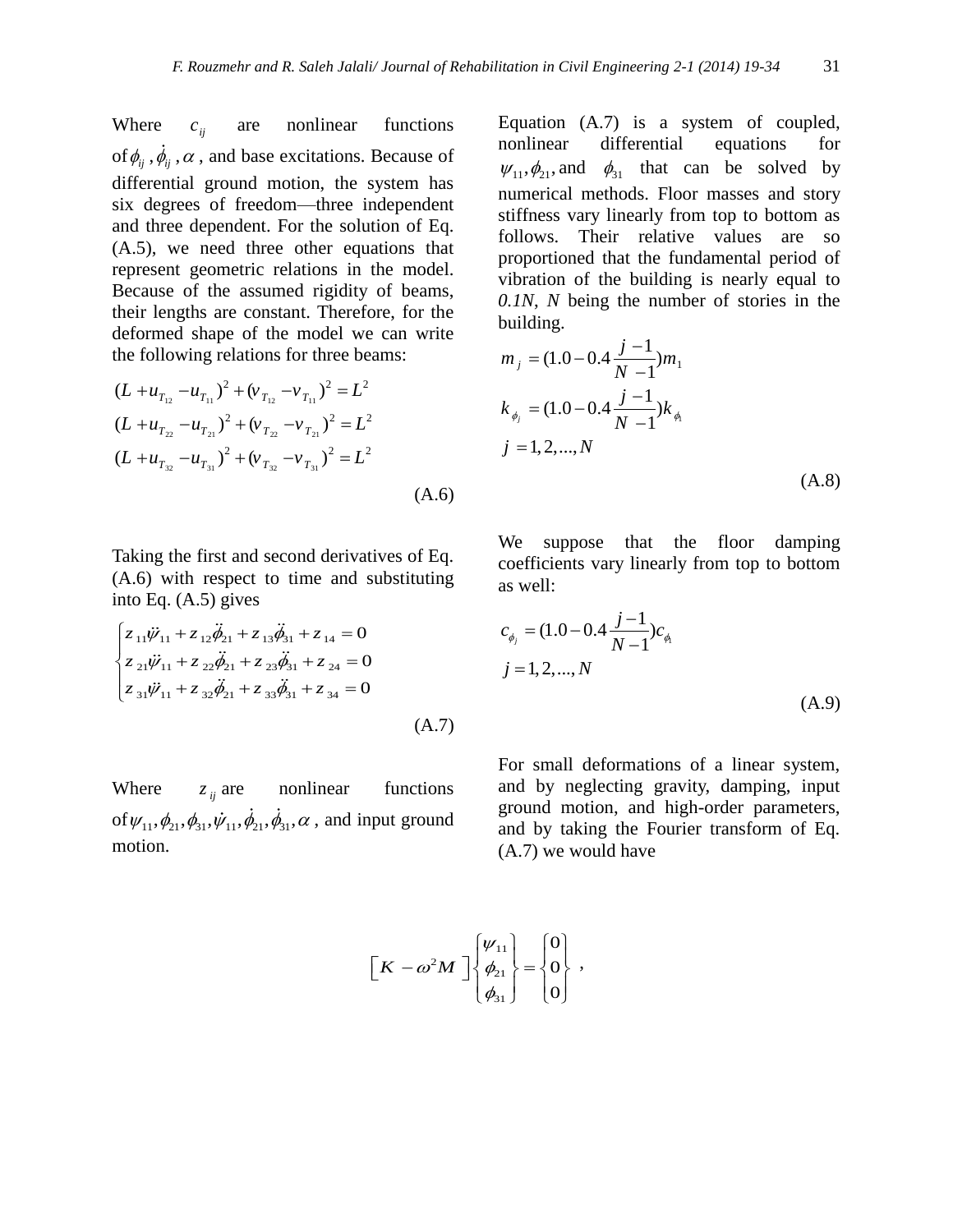Where $c_{ij}$ are nonlinear functions of $\phi_{ij}, \dot{\phi}_{ij}, \alpha$, and base excitations. Because of differential ground motion, the system has six degrees of freedom—three independent and three dependent. For the solution of Eq. (A.5), we need three other equations that represent geometric relations in the model. Because of the assumed rigidity of beams, their lengths are constant. Therefore, for the deformed shape of the model we can write the following relations for three beams:

$$
\begin{aligned}
&(L + u_{T_{12}} - u_{T_{11}})^2 + (v_{T_{12}} - v_{T_{11}})^2 = L^2 \\
&(L + u_{T_{22}} - u_{T_{21}})^2 + (v_{T_{22}} - v_{T_{21}})^2 = L^2 \\
&(L + u_{T_{32}} - u_{T_{31}})^2 + (v_{T_{32}} - v_{T_{31}})^2 = L^2
\end{aligned}
\tag{A.6}
$$

Taking the first and second derivatives of Eq. (A.6) with respect to time and substituting into Eq. (A.5) gives

$$
\begin{cases}
z_{11}\ddot{\psi}_{11} + z_{12}\ddot{\phi}_{21} + z_{13}\ddot{\phi}_{31} + z_{14} = 0 \\
z_{21}\ddot{\psi}_{11} + z_{22}\ddot{\phi}_{21} + z_{23}\ddot{\phi}_{31} + z_{24} = 0 \\
z_{31}\ddot{\psi}_{11} + z_{32}\ddot{\phi}_{21} + z_{33}\ddot{\phi}_{31} + z_{34} = 0
\end{cases}
\tag{A.7}
$$

Where $z_{ij}$ are nonlinear functions of $\psi_{11}, \phi_{21}, \phi_{31}, \dot{\psi}_{11}, \dot{\phi}_{21}, \dot{\phi}_{31}, \alpha$, and input ground motion.

Equation (A.7) is a system of coupled, nonlinear differential equations for $\psi_{11}, \phi_{21}$, and $\phi_{31}$ that can be solved by numerical methods. Floor masses and story stiffness vary linearly from top to bottom as follows. Their relative values are so proportioned that the fundamental period of vibration of the building is nearly equal to *0.1N*, *N* being the number of stories in the building.

$$
\begin{aligned}
&m_j = (1.0 - 0.4\frac{j-1}{N-1})m_1 \\
&k_{\phi_j} = (1.0 - 0.4\frac{j-1}{N-1})k_{\phi_1} \\
&j = 1, 2, ..., N
\end{aligned}
\tag{A.8}
$$

We suppose that the floor damping coefficients vary linearly from top to bottom as well:

$$
\begin{aligned}
&c_{\phi_j} = (1.0 - 0.4\frac{j-1}{N-1})c_{\phi_1} \\
&j = 1, 2, ..., N
\end{aligned}
\tag{A.9}
$$

For small deformations of a linear system, and by neglecting gravity, damping, input ground motion, and high-order parameters, and by taking the Fourier transform of Eq. (A.7) we would have

$$
\left[K - \omega^2 M\right]\begin{Bmatrix}\psi_{11} \\ \phi_{21} \\ \phi_{31}\end{Bmatrix} = \begin{Bmatrix}0 \\ 0 \\ 0\end{Bmatrix},
$$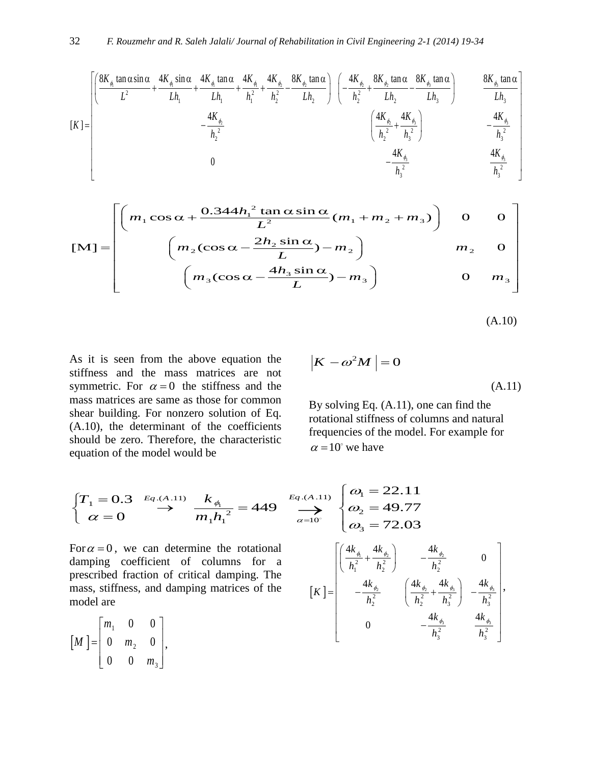$$[K]=\begin{bmatrix} \left(\frac{8K_{\phi_1}\tan\alpha\sin\alpha}{L^2}+\frac{4K_{\phi_1}\sin\alpha}{Lh_1}+\frac{4K_{\phi_1}\tan\alpha}{Lh_1}+\frac{4K_{\phi_1}}{h_1^2}+\frac{4K_{\phi_2}}{h_2^2}-\frac{8K_{\phi_2}\tan\alpha}{Lh_2}\right) & \left(-\frac{4K_{\phi_2}}{h_2^2}+\frac{8K_{\phi_2}\tan\alpha}{Lh_2}-\frac{8K_{\phi_3}\tan\alpha}{Lh_3}\right) & \frac{8K_{\phi_3}\tan\alpha}{Lh_3} \\ -\frac{4K_{\phi_2}}{h_2^{\,2}} & \left(\frac{4K_{\phi_2}}{h_2^{\,2}}+\frac{4K_{\phi_3}}{h_3^{\,2}}\right) & -\frac{4K_{\phi_3}}{h_3^{\,2}} \\ 0 & -\frac{4K_{\phi_3}}{h_3^{\,2}} & \frac{4K_{\phi_3}}{h_3^{\,2}} \end{bmatrix}$$

$$[\mathrm{M}]=\begin{bmatrix} \left(m_1\cos\alpha+\frac{0.344h_1^{\,2}\tan\alpha\sin\alpha}{L^2}(m_1+m_2+m_3)\right) & 0 & 0 \\ \left(m_2(\cos\alpha-\frac{2h_2\sin\alpha}{L})-m_2\right) & m_2 & 0 \\ \left(m_3(\cos\alpha-\frac{4h_3\sin\alpha}{L})-m_3\right) & 0 & m_3 \end{bmatrix}$$

(A.10)

As it is seen from the above equation the stiffness and the mass matrices are not symmetric. For $\alpha=0$ the stiffness and the mass matrices are same as those for common shear building. For nonzero solution of Eq. (A.10), the determinant of the coefficients should be zero. Therefore, the characteristic equation of the model would be

$$\left|K-\omega^2 M\right|=0 \tag{A.11}$$

By solving Eq. (A.11), one can find the rotational stiffness of columns and natural frequencies of the model. For example for $\alpha=10^\circ$ we have

$$\begin{cases} T_1=0.3 \\ \alpha=0 \end{cases} \xrightarrow{Eq.(A.11)} \frac{k_{\phi_1}}{m_1 h_1^{\,2}}=449 \xrightarrow[\alpha=10^\circ]{Eq.(A.11)} \begin{cases} \omega_1=22.11 \\ \omega_2=49.77 \\ \omega_3=72.03 \end{cases}$$

For $\alpha=0$, we can determine the rotational damping coefficient of columns for a prescribed fraction of critical damping. The mass, stiffness, and damping matrices of the model are

$$[M]=\begin{bmatrix} m_1 & 0 & 0 \\ 0 & m_2 & 0 \\ 0 & 0 & m_3 \end{bmatrix},$$

$$[K]=\begin{bmatrix} \left(\frac{4k_{\phi_1}}{h_1^2}+\frac{4k_{\phi_2}}{h_2^2}\right) & -\frac{4k_{\phi_2}}{h_2^2} & 0 \\ -\frac{4k_{\phi_2}}{h_2^2} & \left(\frac{4k_{\phi_2}}{h_2^2}+\frac{4k_{\phi_3}}{h_3^2}\right) & -\frac{4k_{\phi_3}}{h_3^2} \\ 0 & -\frac{4k_{\phi_3}}{h_3^2} & \frac{4k_{\phi_3}}{h_3^2} \end{bmatrix},$$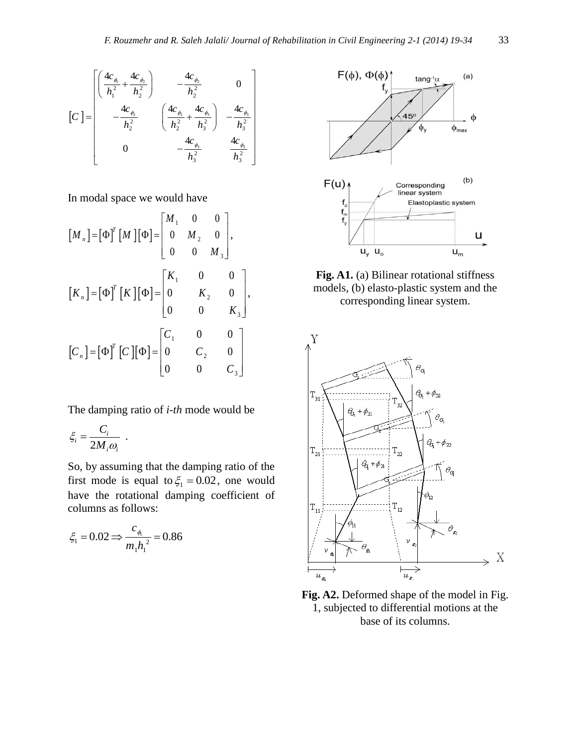$$
[C] = \begin{bmatrix} \left(\frac{4c_{\phi_1}}{h_1^2} + \frac{4c_{\phi_2}}{h_2^2}\right) & -\frac{4c_{\phi_2}}{h_2^2} & 0 \\ -\frac{4c_{\phi_2}}{h_2^2} & \left(\frac{4c_{\phi_2}}{h_2^2} + \frac{4c_{\phi_3}}{h_3^2}\right) & -\frac{4c_{\phi_3}}{h_3^2} \\ 0 & -\frac{4c_{\phi_3}}{h_3^2} & \frac{4c_{\phi_3}}{h_3^2} \end{bmatrix}
$$

In modal space we would have

$$
[M_n] = [\Phi]^T [M][\Phi] = \begin{bmatrix} M_1 & 0 & 0 \\ 0 & M_2 & 0 \\ 0 & 0 & M_3 \end{bmatrix},
$$

$$
[K_n] = [\Phi]^T [K][\Phi] = \begin{bmatrix} K_1 & 0 & 0 \\ 0 & K_2 & 0 \\ 0 & 0 & K_3 \end{bmatrix},
$$

$$
[C_n] = [\Phi]^T [C][\Phi] = \begin{bmatrix} C_1 & 0 & 0 \\ 0 & C_2 & 0 \\ 0 & 0 & C_3 \end{bmatrix}
$$

The damping ratio of *i-th* mode would be

$$
\xi_i = \frac{C_i}{2M_i\omega_i} \ .
$$

So, by assuming that the damping ratio of the first mode is equal to $\xi_1 = 0.02$, one would have the rotational damping coefficient of columns as follows:

$$
\xi_1 = 0.02 \Rightarrow \frac{c_{\phi_1}}{m_1 h_1^2} = 0.86
$$

**Fig. A1.** (a) Bilinear rotational stiffness models, (b) elasto-plastic system and the corresponding linear system.

**Fig. A2.** Deformed shape of the model in Fig. 1, subjected to differential motions at the base of its columns.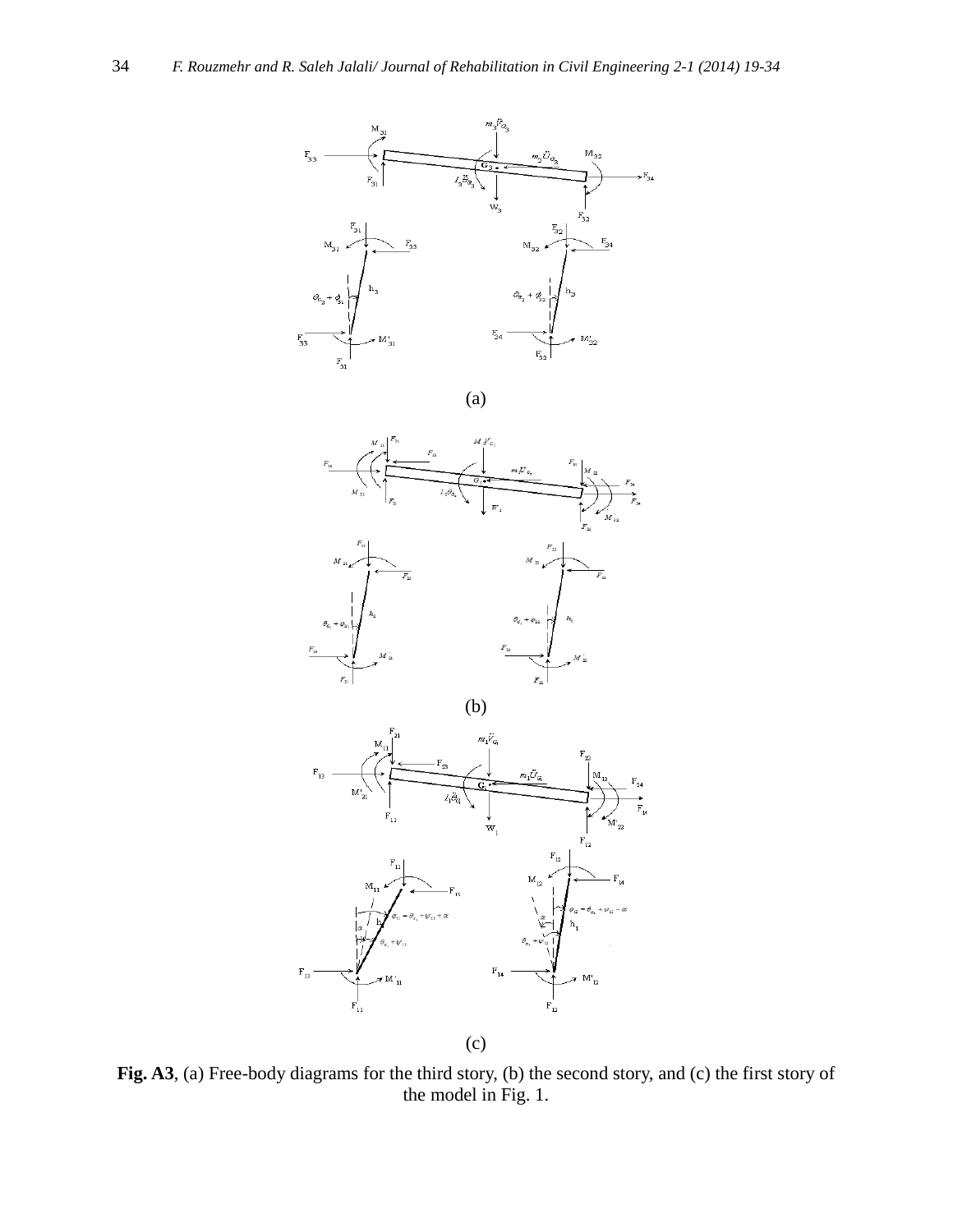(a)

(b)

(c)

**Fig. A3**, (a) Free-body diagrams for the third story, (b) the second story, and (c) the first story of the model in Fig. 1.